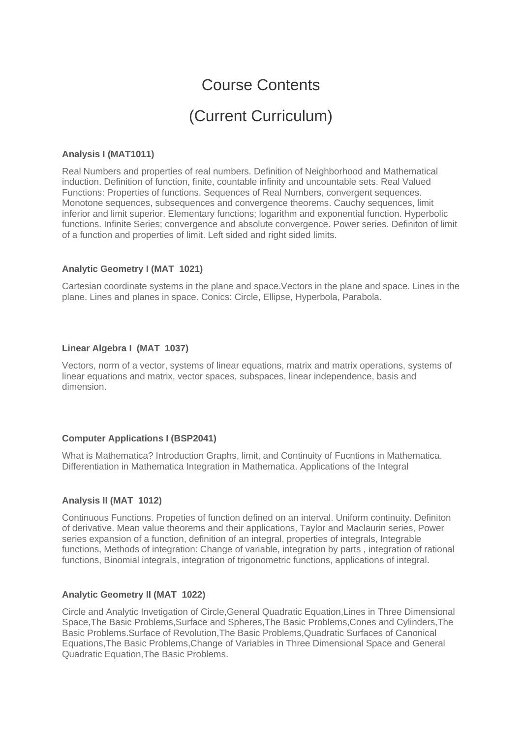# Course Contents

# (Current Curriculum)

**Analysis I (MAT1011)**

Real Numbers and properties of real numbers. Definition of Neighborhood and Mathematical induction. Definition of function, finite, countable infinity and uncountable sets. Real Valued Functions: Properties of functions. Sequences of Real Numbers, convergent sequences. Monotone sequences, subsequences and convergence theorems. Cauchy sequences, limit inferior and limit superior. Elementary functions; logarithm and exponential function. Hyperbolic functions. Infinite Series; convergence and absolute convergence. Power series. Definiton of limit of a function and properties of limit. Left sided and right sided limits.

**Analytic Geometry I (MAT 1021)**

Cartesian coordinate systems in the plane and space.Vectors in the plane and space. Lines in the plane. Lines and planes in space. Conics: Circle, Ellipse, Hyperbola, Parabola.

**Linear Algebra I (MAT 1037)**

Vectors, norm of a vector, systems of linear equations, matrix and matrix operations, systems of linear equations and matrix, vector spaces, subspaces, linear independence, basis and dimension.

**Computer Applications I (BSP2041)**

What is Mathematica? Introduction Graphs, limit, and Continuity of Fucntions in Mathematica. Differentiation in Mathematica Integration in Mathematica. Applications of the Integral

**Analysis II (MAT 1012)**

Continuous Functions. Propeties of function defined on an interval. Uniform continuity. Definiton of derivative. Mean value theorems and their applications, Taylor and Maclaurin series, Power series expansion of a function, definition of an integral, properties of integrals, Integrable functions, Methods of integration: Change of variable, integration by parts , integration of rational functions, Binomial integrals, integration of trigonometric functions, applications of integral.

**Analytic Geometry II (MAT 1022)**

Circle and Analytic Invetigation of Circle,General Quadratic Equation,Lines in Three Dimensional Space,The Basic Problems,Surface and Spheres,The Basic Problems,Cones and Cylinders,The Basic Problems.Surface of Revolution,The Basic Problems,Quadratic Surfaces of Canonical Equations,The Basic Problems,Change of Variables in Three Dimensional Space and General Quadratic Equation,The Basic Problems.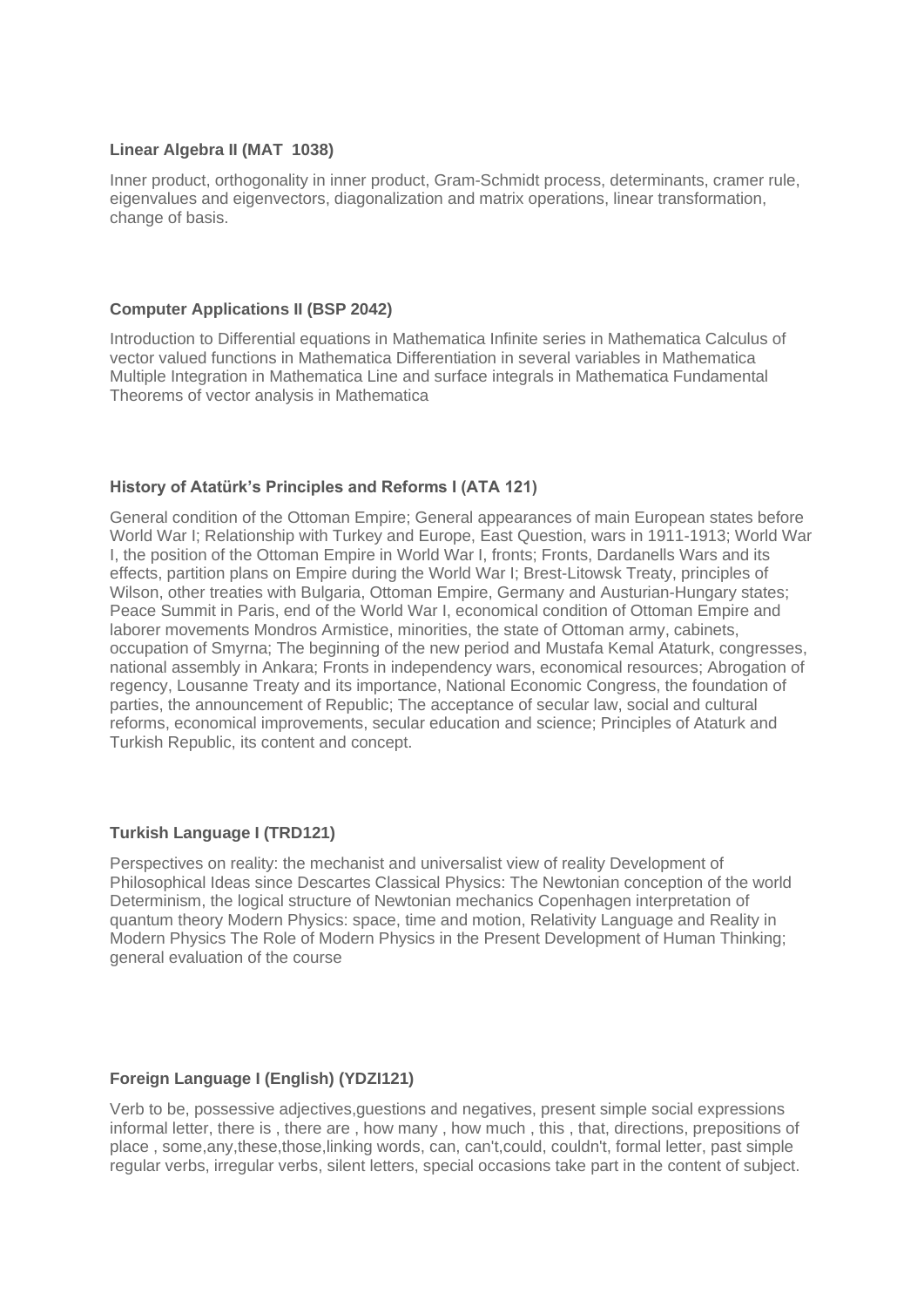**Linear Algebra II (MAT  1038)**

Inner product, orthogonality in inner product, Gram-Schmidt process, determinants, cramer rule, eigenvalues and eigenvectors, diagonalization and matrix operations, linear transformation, change of basis.

**Computer Applications II (BSP 2042)**

Introduction to Differential equations in Mathematica Infinite series in Mathematica Calculus of vector valued functions in Mathematica Differentiation in several variables in Mathematica Multiple Integration in Mathematica Line and surface integrals in Mathematica Fundamental Theorems of vector analysis in Mathematica

**History of Atatürk's Principles and Reforms I (ATA 121)**

General condition of the Ottoman Empire; General appearances of main European states before World War I; Relationship with Turkey and Europe, East Question, wars in 1911-1913; World War I, the position of the Ottoman Empire in World War I, fronts; Fronts, Dardanells Wars and its effects, partition plans on Empire during the World War I; Brest-Litowsk Treaty, principles of Wilson, other treaties with Bulgaria, Ottoman Empire, Germany and Austurian-Hungary states; Peace Summit in Paris, end of the World War I, economical condition of Ottoman Empire and laborer movements Mondros Armistice, minorities, the state of Ottoman army, cabinets, occupation of Smyrna; The beginning of the new period and Mustafa Kemal Ataturk, congresses, national assembly in Ankara; Fronts in independency wars, economical resources; Abrogation of regency, Lousanne Treaty and its importance, National Economic Congress, the foundation of parties, the announcement of Republic; The acceptance of secular law, social and cultural reforms, economical improvements, secular education and science; Principles of Ataturk and Turkish Republic, its content and concept.

**Turkish Language I (TRD121)**

Perspectives on reality: the mechanist and universalist view of reality Development of Philosophical Ideas since Descartes Classical Physics: The Newtonian conception of the world Determinism, the logical structure of Newtonian mechanics Copenhagen interpretation of quantum theory Modern Physics: space, time and motion, Relativity Language and Reality in Modern Physics The Role of Modern Physics in the Present Development of Human Thinking; general evaluation of the course

**Foreign Language I (English) (YDZI121)**

Verb to be, possessive adjectives,guestions and negatives, present simple social expressions informal letter, there is , there are , how many , how much , this , that, directions, prepositions of place , some,any,these,those,linking words, can, can't,could, couldn't, formal letter, past simple regular verbs, irregular verbs, silent letters, special occasions take part in the content of subject.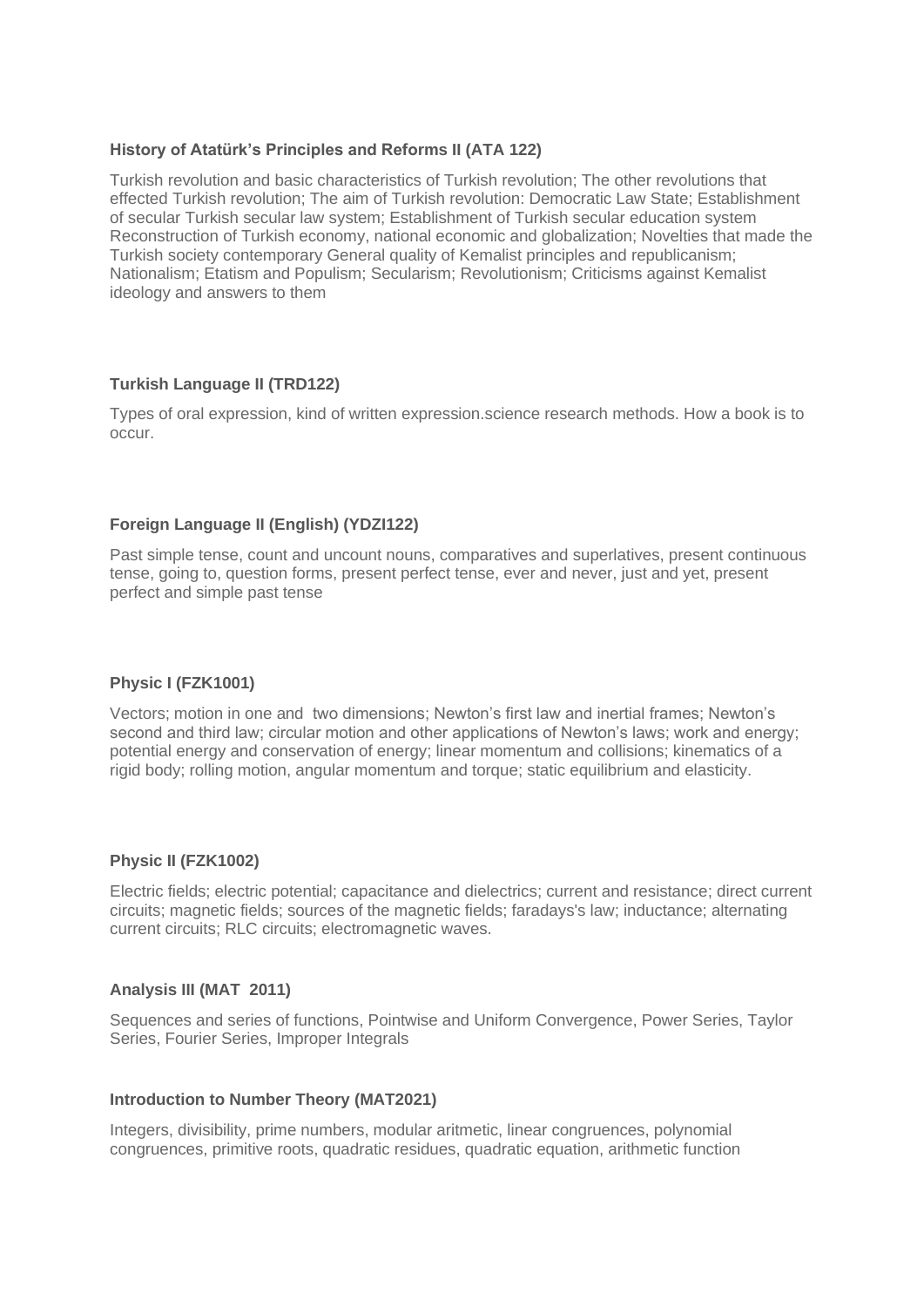**History of Atatürk's Principles and Reforms II (ATA 122)**

Turkish revolution and basic characteristics of Turkish revolution; The other revolutions that effected Turkish revolution; The aim of Turkish revolution: Democratic Law State; Establishment of secular Turkish secular law system; Establishment of Turkish secular education system Reconstruction of Turkish economy, national economic and globalization; Novelties that made the Turkish society contemporary General quality of Kemalist principles and republicanism; Nationalism; Etatism and Populism; Secularism; Revolutionism; Criticisms against Kemalist ideology and answers to them

**Turkish Language II (TRD122)**

Types of oral expression, kind of written expression.science research methods. How a book is to occur.

**Foreign Language II (English) (YDZI122)**

Past simple tense, count and uncount nouns, comparatives and superlatives, present continuous tense, going to, question forms, present perfect tense, ever and never, just and yet, present perfect and simple past tense

**Physic I (FZK1001)**

Vectors; motion in one and two dimensions; Newton's first law and inertial frames; Newton's second and third law; circular motion and other applications of Newton's laws; work and energy; potential energy and conservation of energy; linear momentum and collisions; kinematics of a rigid body; rolling motion, angular momentum and torque; static equilibrium and elasticity.

**Physic II (FZK1002)**

Electric fields; electric potential; capacitance and dielectrics; current and resistance; direct current circuits; magnetic fields; sources of the magnetic fields; faradays's law; inductance; alternating current circuits; RLC circuits; electromagnetic waves.

**Analysis III (MAT 2011)**

Sequences and series of functions, Pointwise and Uniform Convergence, Power Series, Taylor Series, Fourier Series, Improper Integrals

**Introduction to Number Theory (MAT2021)**

Integers, divisibility, prime numbers, modular aritmetic, linear congruences, polynomial congruences, primitive roots, quadratic residues, quadratic equation, arithmetic function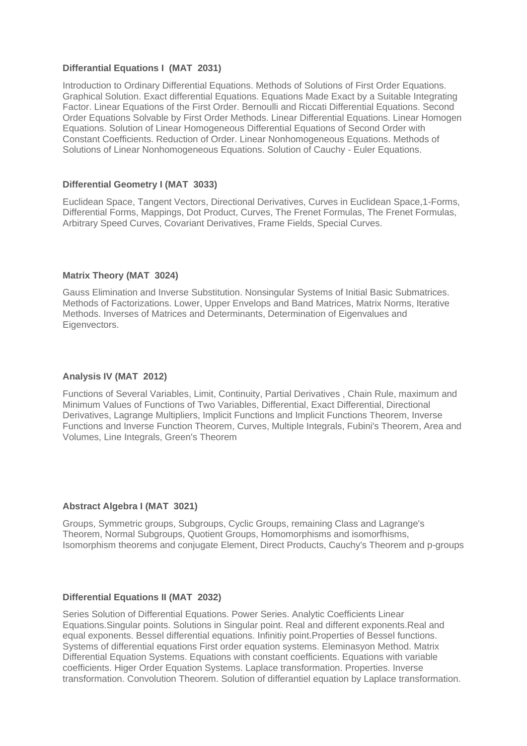**Differantial Equations I (MAT 2031)**

Introduction to Ordinary Differential Equations. Methods of Solutions of First Order Equations. Graphical Solution. Exact differential Equations. Equations Made Exact by a Suitable Integrating Factor. Linear Equations of the First Order. Bernoulli and Riccati Differential Equations. Second Order Equations Solvable by First Order Methods. Linear Differential Equations. Linear Homogen Equations. Solution of Linear Homogeneous Differential Equations of Second Order with Constant Coefficients. Reduction of Order. Linear Nonhomogeneous Equations. Methods of Solutions of Linear Nonhomogeneous Equations. Solution of Cauchy - Euler Equations.

**Differential Geometry I (MAT 3033)**

Euclidean Space, Tangent Vectors, Directional Derivatives, Curves in Euclidean Space,1-Forms, Differential Forms, Mappings, Dot Product, Curves, The Frenet Formulas, The Frenet Formulas, Arbitrary Speed Curves, Covariant Derivatives, Frame Fields, Special Curves.

**Matrix Theory (MAT 3024)**

Gauss Elimination and Inverse Substitution. Nonsingular Systems of Initial Basic Submatrices. Methods of Factorizations. Lower, Upper Envelops and Band Matrices, Matrix Norms, Iterative Methods. Inverses of Matrices and Determinants, Determination of Eigenvalues and Eigenvectors.

**Analysis IV (MAT 2012)**

Functions of Several Variables, Limit, Continuity, Partial Derivatives , Chain Rule, maximum and Minimum Values of Functions of Two Variables, Differential, Exact Differential, Directional Derivatives, Lagrange Multipliers, Implicit Functions and Implicit Functions Theorem, Inverse Functions and Inverse Function Theorem, Curves, Multiple Integrals, Fubini's Theorem, Area and Volumes, Line Integrals, Green's Theorem

**Abstract Algebra I (MAT 3021)**

Groups, Symmetric groups, Subgroups, Cyclic Groups, remaining Class and Lagrange's Theorem, Normal Subgroups, Quotient Groups, Homomorphisms and isomorfhisms, Isomorphism theorems and conjugate Element, Direct Products, Cauchy's Theorem and p-groups

**Differential Equations II (MAT 2032)**

Series Solution of Differential Equations. Power Series. Analytic Coefficients Linear Equations.Singular points. Solutions in Singular point. Real and different exponents.Real and equal exponents. Bessel differential equations. Infinitiy point.Properties of Bessel functions. Systems of differential equations First order equation systems. Eleminasyon Method. Matrix Differential Equation Systems. Equations with constant coefficients. Equations with variable coefficients. Higer Order Equation Systems. Laplace transformation. Properties. Inverse transformation. Convolution Theorem. Solution of differantiel equation by Laplace transformation.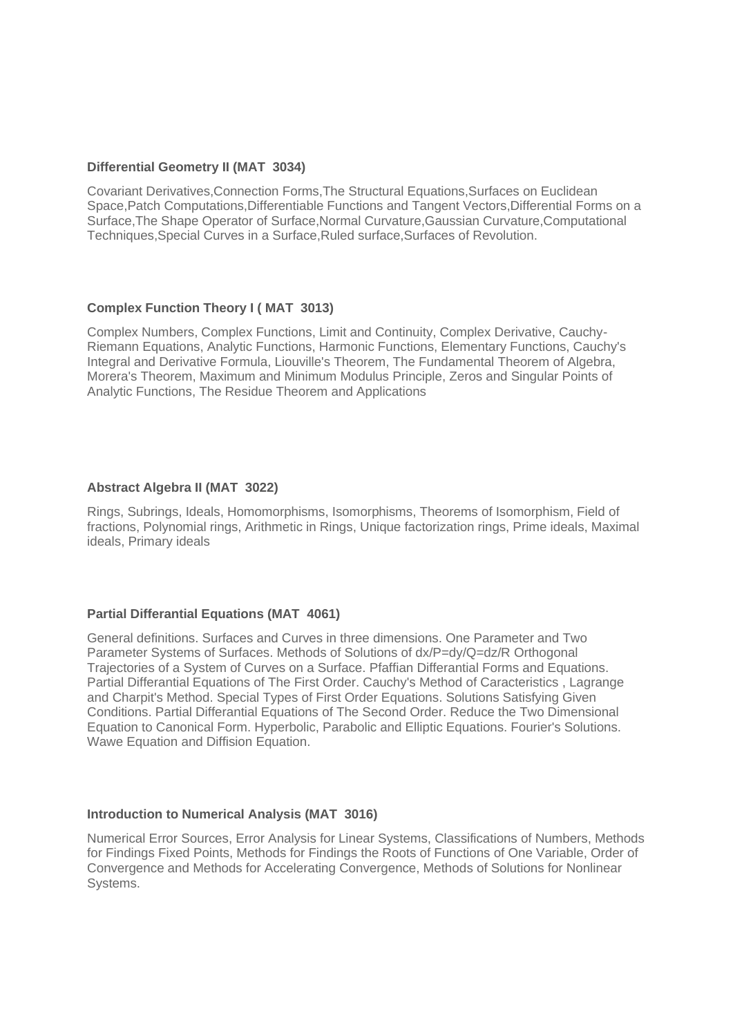**Differential Geometry II (MAT 3034)**

Covariant Derivatives,Connection Forms,The Structural Equations,Surfaces on Euclidean Space,Patch Computations,Differentiable Functions and Tangent Vectors,Differential Forms on a Surface,The Shape Operator of Surface,Normal Curvature,Gaussian Curvature,Computational Techniques,Special Curves in a Surface,Ruled surface,Surfaces of Revolution.

**Complex Function Theory I ( MAT 3013)**

Complex Numbers, Complex Functions, Limit and Continuity, Complex Derivative, Cauchy-Riemann Equations, Analytic Functions, Harmonic Functions, Elementary Functions, Cauchy's Integral and Derivative Formula, Liouville's Theorem, The Fundamental Theorem of Algebra, Morera's Theorem, Maximum and Minimum Modulus Principle, Zeros and Singular Points of Analytic Functions, The Residue Theorem and Applications

**Abstract Algebra II (MAT 3022)**

Rings, Subrings, Ideals, Homomorphisms, Isomorphisms, Theorems of Isomorphism, Field of fractions, Polynomial rings, Arithmetic in Rings, Unique factorization rings, Prime ideals, Maximal ideals, Primary ideals

**Partial Differantial Equations (MAT 4061)**

General definitions. Surfaces and Curves in three dimensions. One Parameter and Two Parameter Systems of Surfaces. Methods of Solutions of $dx/P=dy/Q=dz/R$ Orthogonal Trajectories of a System of Curves on a Surface. Pfaffian Differantial Forms and Equations. Partial Differantial Equations of The First Order. Cauchy's Method of Caracteristics , Lagrange and Charpit's Method. Special Types of First Order Equations. Solutions Satisfying Given Conditions. Partial Differantial Equations of The Second Order. Reduce the Two Dimensional Equation to Canonical Form. Hyperbolic, Parabolic and Elliptic Equations. Fourier's Solutions. Wawe Equation and Diffision Equation.

**Introduction to Numerical Analysis (MAT 3016)**

Numerical Error Sources, Error Analysis for Linear Systems, Classifications of Numbers, Methods for Findings Fixed Points, Methods for Findings the Roots of Functions of One Variable, Order of Convergence and Methods for Accelerating Convergence, Methods of Solutions for Nonlinear Systems.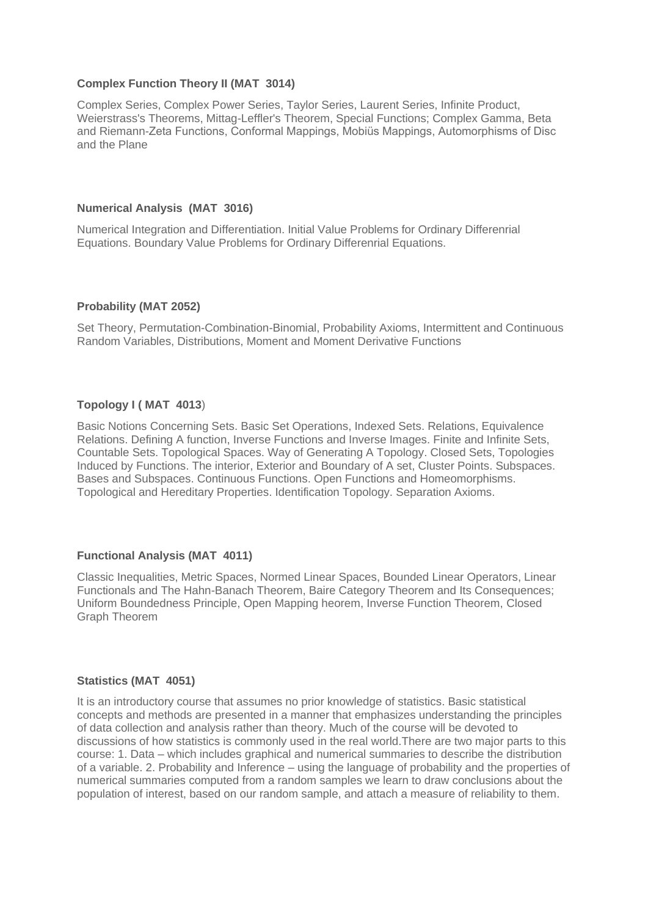**Complex Function Theory II (MAT 3014)**

Complex Series, Complex Power Series, Taylor Series, Laurent Series, Infinite Product, Weierstrass's Theorems, Mittag-Leffler's Theorem, Special Functions; Complex Gamma, Beta and Riemann-Zeta Functions, Conformal Mappings, Mobiüs Mappings, Automorphisms of Disc and the Plane

**Numerical Analysis (MAT 3016)**

Numerical Integration and Differentiation. Initial Value Problems for Ordinary Differenrial Equations. Boundary Value Problems for Ordinary Differenrial Equations.

**Probability (MAT 2052)**

Set Theory, Permutation-Combination-Binomial, Probability Axioms, Intermittent and Continuous Random Variables, Distributions, Moment and Moment Derivative Functions

**Topology I ( MAT 4013**)

Basic Notions Concerning Sets. Basic Set Operations, Indexed Sets. Relations, Equivalence Relations. Defining A function, Inverse Functions and Inverse Images. Finite and Infinite Sets, Countable Sets. Topological Spaces. Way of Generating A Topology. Closed Sets, Topologies Induced by Functions. The interior, Exterior and Boundary of A set, Cluster Points. Subspaces. Bases and Subspaces. Continuous Functions. Open Functions and Homeomorphisms. Topological and Hereditary Properties. Identification Topology. Separation Axioms.

**Functional Analysis (MAT 4011)**

Classic Inequalities, Metric Spaces, Normed Linear Spaces, Bounded Linear Operators, Linear Functionals and The Hahn-Banach Theorem, Baire Category Theorem and Its Consequences; Uniform Boundedness Principle, Open Mapping heorem, Inverse Function Theorem, Closed Graph Theorem

**Statistics (MAT 4051)**

It is an introductory course that assumes no prior knowledge of statistics. Basic statistical concepts and methods are presented in a manner that emphasizes understanding the principles of data collection and analysis rather than theory. Much of the course will be devoted to discussions of how statistics is commonly used in the real world.There are two major parts to this course: 1. Data – which includes graphical and numerical summaries to describe the distribution of a variable. 2. Probability and Inference – using the language of probability and the properties of numerical summaries computed from a random samples we learn to draw conclusions about the population of interest, based on our random sample, and attach a measure of reliability to them.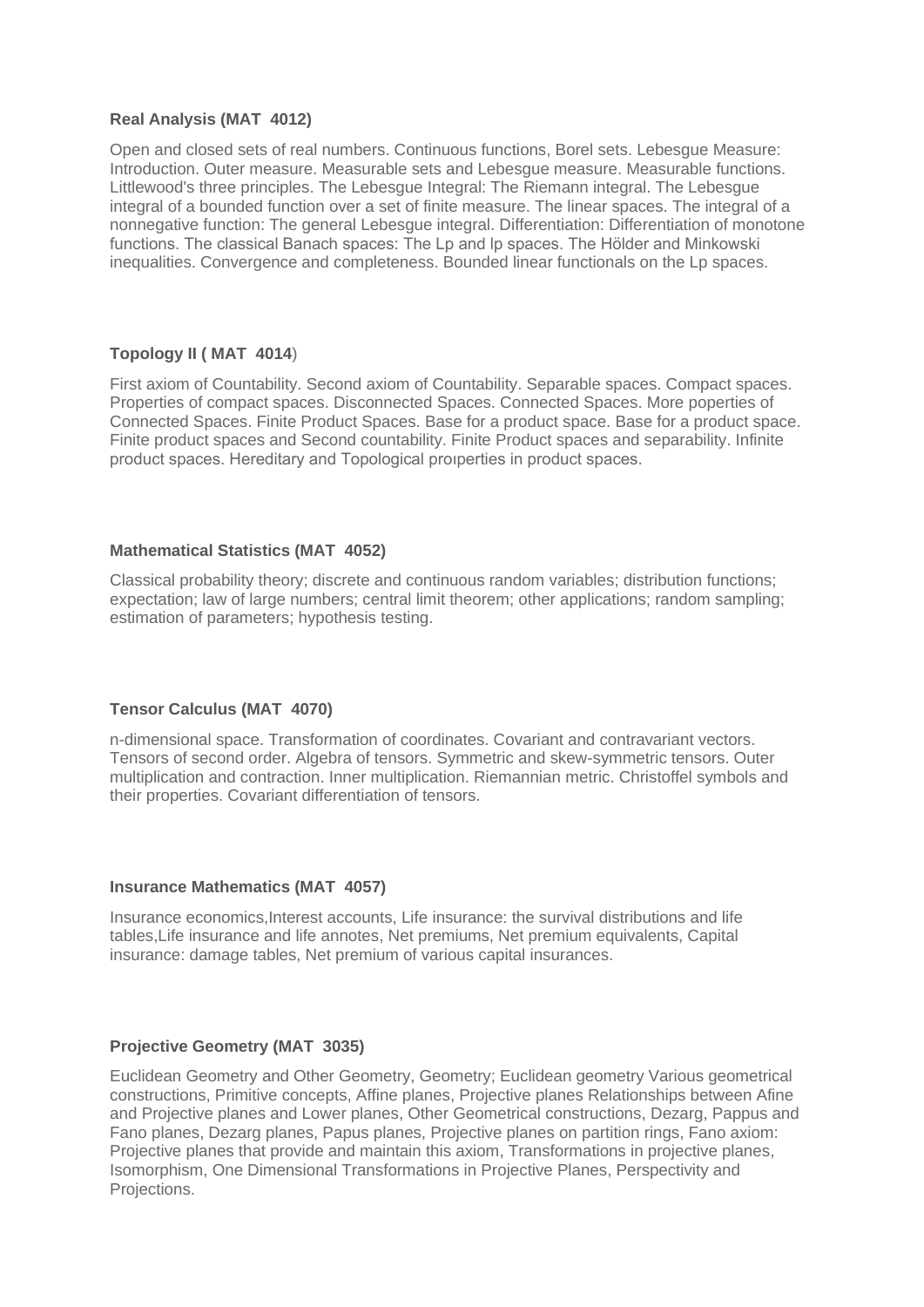### Real Analysis (MAT 4012)

Open and closed sets of real numbers. Continuous functions, Borel sets. Lebesgue Measure: Introduction. Outer measure. Measurable sets and Lebesgue measure. Measurable functions. Littlewood's three principles. The Lebesgue Integral: The Riemann integral. The Lebesgue integral of a bounded function over a set of finite measure. The linear spaces. The integral of a nonnegative function: The general Lebesgue integral. Differentiation: Differentiation of monotone functions. The classical Banach spaces: The Lp and lp spaces. The Hölder and Minkowski inequalities. Convergence and completeness. Bounded linear functionals on the Lp spaces.

### Topology II ( MAT 4014)

First axiom of Countability. Second axiom of Countability. Separable spaces. Compact spaces. Properties of compact spaces. Disconnected Spaces. Connected Spaces. More poperties of Connected Spaces. Finite Product Spaces. Base for a product space. Base for a product space. Finite product spaces and Second countability. Finite Product spaces and separability. Infinite product spaces. Hereditary and Topological proıperties in product spaces.

### Mathematical Statistics (MAT 4052)

Classical probability theory; discrete and continuous random variables; distribution functions; expectation; law of large numbers; central limit theorem; other applications; random sampling; estimation of parameters; hypothesis testing.

### Tensor Calculus (MAT 4070)

n-dimensional space. Transformation of coordinates. Covariant and contravariant vectors. Tensors of second order. Algebra of tensors. Symmetric and skew-symmetric tensors. Outer multiplication and contraction. Inner multiplication. Riemannian metric. Christoffel symbols and their properties. Covariant differentiation of tensors.

### Insurance Mathematics (MAT 4057)

Insurance economics,Interest accounts, Life insurance: the survival distributions and life tables,Life insurance and life annotes, Net premiums, Net premium equivalents, Capital insurance: damage tables, Net premium of various capital insurances.

### Projective Geometry (MAT 3035)

Euclidean Geometry and Other Geometry, Geometry; Euclidean geometry Various geometrical constructions, Primitive concepts, Affine planes, Projective planes Relationships between Afine and Projective planes and Lower planes, Other Geometrical constructions, Dezarg, Pappus and Fano planes, Dezarg planes, Papus planes, Projective planes on partition rings, Fano axiom: Projective planes that provide and maintain this axiom, Transformations in projective planes, Isomorphism, One Dimensional Transformations in Projective Planes, Perspectivity and Projections.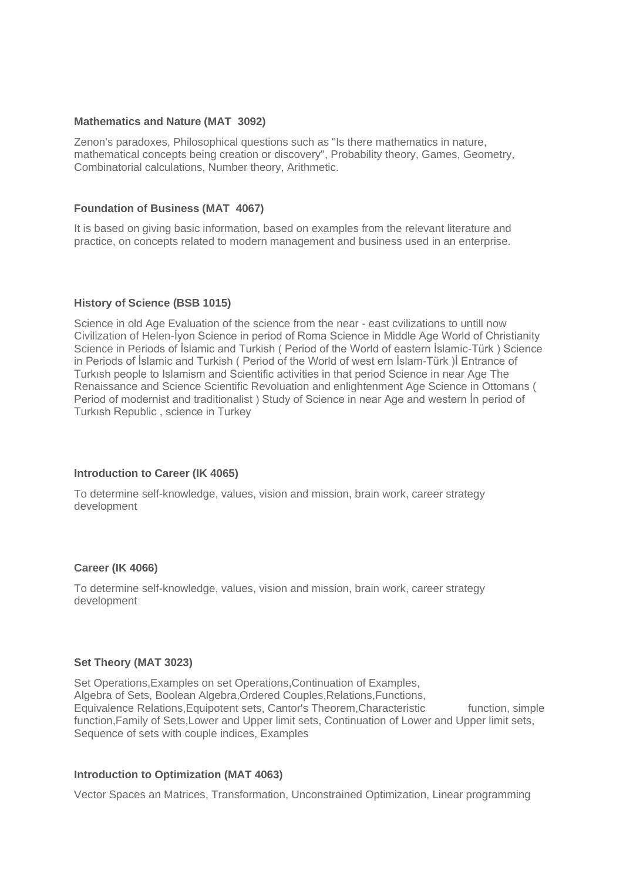**Mathematics and Nature (MAT 3092)**

Zenon's paradoxes, Philosophical questions such as "Is there mathematics in nature, mathematical concepts being creation or discovery", Probability theory, Games, Geometry, Combinatorial calculations, Number theory, Arithmetic.

**Foundation of Business (MAT 4067)**

It is based on giving basic information, based on examples from the relevant literature and practice, on concepts related to modern management and business used in an enterprise.

**History of Science (BSB 1015)**

Science in old Age Evaluation of the science from the near - east cvilizations to untill now Civilization of Helen-İyon Science in period of Roma Science in Middle Age World of Christianity Science in Periods of İslamic and Turkish ( Period of the World of eastern İslamic-Türk ) Science in Periods of İslamic and Turkish ( Period of the World of west ern İslam-Türk )İ Entrance of Turkısh people to Islamism and Scientific activities in that period Science in near Age The Renaissance and Science Scientific Revoluation and enlightenment Age Science in Ottomans ( Period of modernist and traditionalist ) Study of Science in near Age and western İn period of Turkısh Republic , science in Turkey

**Introduction to Career (IK 4065)**

To determine self-knowledge, values, vision and mission, brain work, career strategy development

**Career (IK 4066)**

To determine self-knowledge, values, vision and mission, brain work, career strategy development

**Set Theory (MAT 3023)**

Set Operations,Examples on set Operations,Continuation of Examples, Algebra of Sets, Boolean Algebra,Ordered Couples,Relations,Functions, Equivalence Relations,Equipotent sets, Cantor's Theorem,Characteristic function, simple function,Family of Sets,Lower and Upper limit sets, Continuation of Lower and Upper limit sets, Sequence of sets with couple indices, Examples

**Introduction to Optimization (MAT 4063)**

Vector Spaces an Matrices, Transformation, Unconstrained Optimization, Linear programming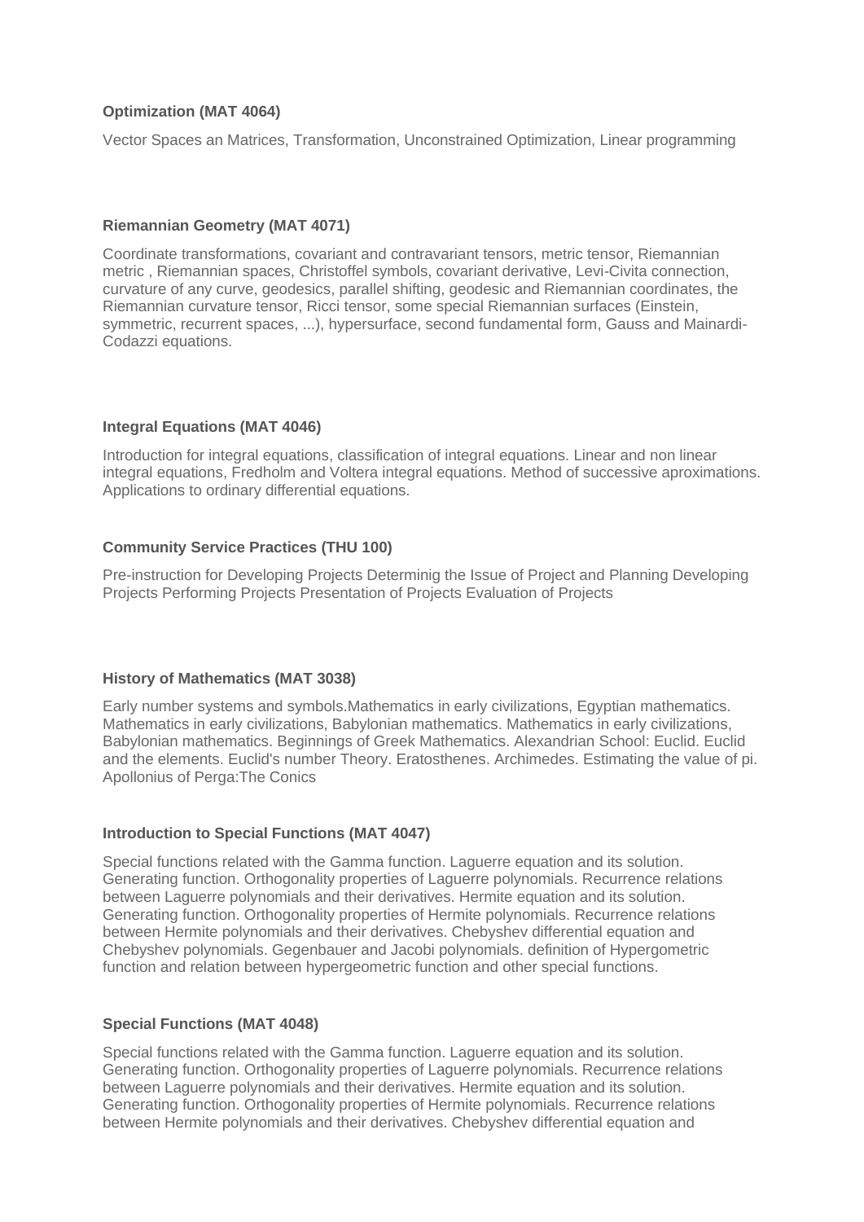**Optimization (MAT 4064)**

Vector Spaces an Matrices, Transformation, Unconstrained Optimization, Linear programming

**Riemannian Geometry (MAT 4071)**

Coordinate transformations, covariant and contravariant tensors, metric tensor, Riemannian metric , Riemannian spaces, Christoffel symbols, covariant derivative, Levi-Civita connection, curvature of any curve, geodesics, parallel shifting, geodesic and Riemannian coordinates, the Riemannian curvature tensor, Ricci tensor, some special Riemannian surfaces (Einstein, symmetric, recurrent spaces, ...), hypersurface, second fundamental form, Gauss and Mainardi-Codazzi equations.

**Integral Equations (MAT 4046)**

Introduction for integral equations, classification of integral equations. Linear and non linear integral equations, Fredholm and Voltera integral equations. Method of successive aproximations. Applications to ordinary differential equations.

**Community Service Practices (THU 100)**

Pre-instruction for Developing Projects Determinig the Issue of Project and Planning Developing Projects Performing Projects Presentation of Projects Evaluation of Projects

**History of Mathematics (MAT 3038)**

Early number systems and symbols.Mathematics in early civilizations, Egyptian mathematics. Mathematics in early civilizations, Babylonian mathematics. Mathematics in early civilizations, Babylonian mathematics. Beginnings of Greek Mathematics. Alexandrian School: Euclid. Euclid and the elements. Euclid's number Theory. Eratosthenes. Archimedes. Estimating the value of pi. Apollonius of Perga:The Conics

**Introduction to Special Functions (MAT 4047)**

Special functions related with the Gamma function. Laguerre equation and its solution. Generating function. Orthogonality properties of Laguerre polynomials. Recurrence relations between Laguerre polynomials and their derivatives. Hermite equation and its solution. Generating function. Orthogonality properties of Hermite polynomials. Recurrence relations between Hermite polynomials and their derivatives. Chebyshev differential equation and Chebyshev polynomials. Gegenbauer and Jacobi polynomials. definition of Hypergometric function and relation between hypergeometric function and other special functions.

**Special Functions (MAT 4048)**

Special functions related with the Gamma function. Laguerre equation and its solution. Generating function. Orthogonality properties of Laguerre polynomials. Recurrence relations between Laguerre polynomials and their derivatives. Hermite equation and its solution. Generating function. Orthogonality properties of Hermite polynomials. Recurrence relations between Hermite polynomials and their derivatives. Chebyshev differential equation and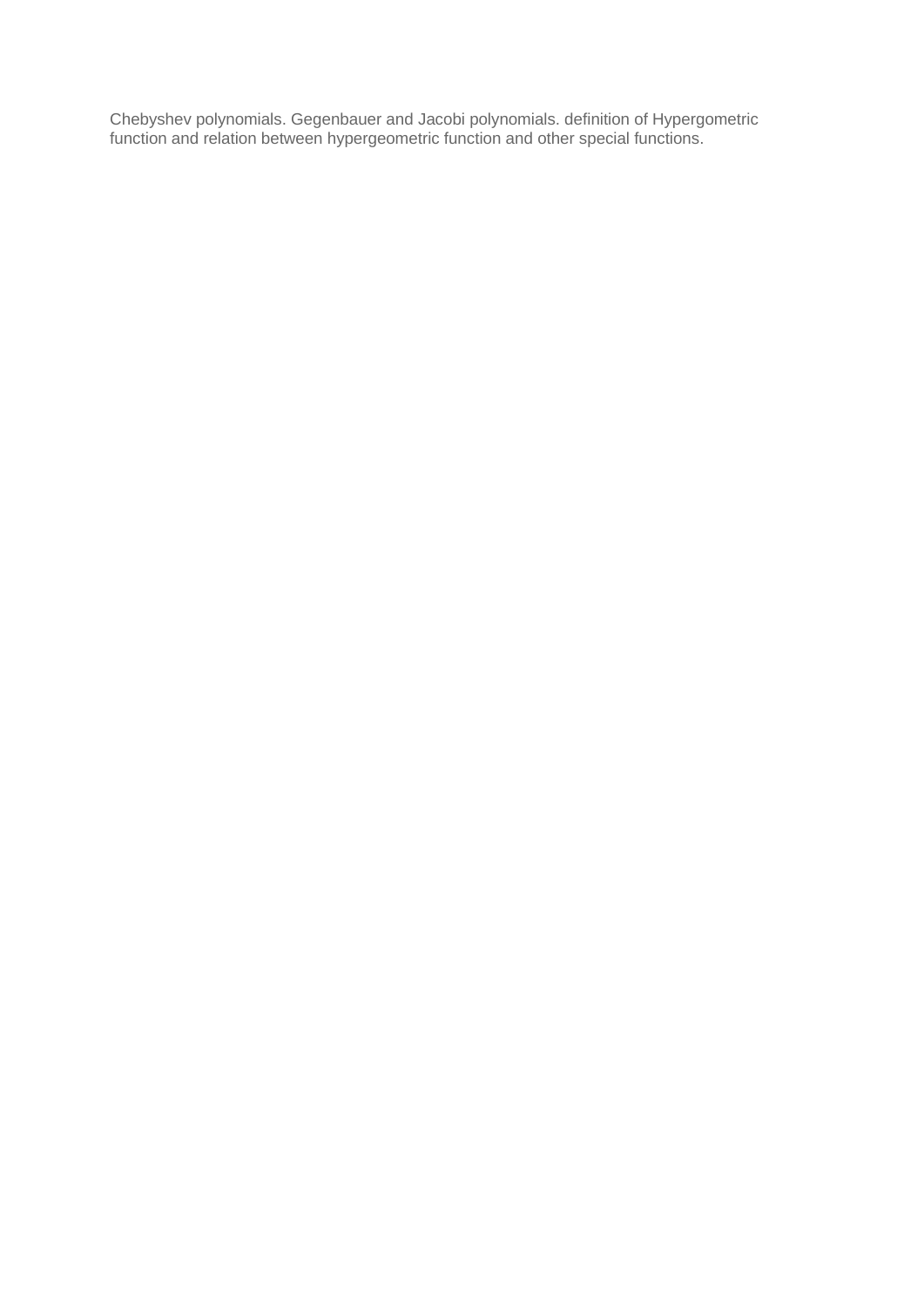Chebyshev polynomials. Gegenbauer and Jacobi polynomials. definition of Hypergometric function and relation between hypergeometric function and other special functions.